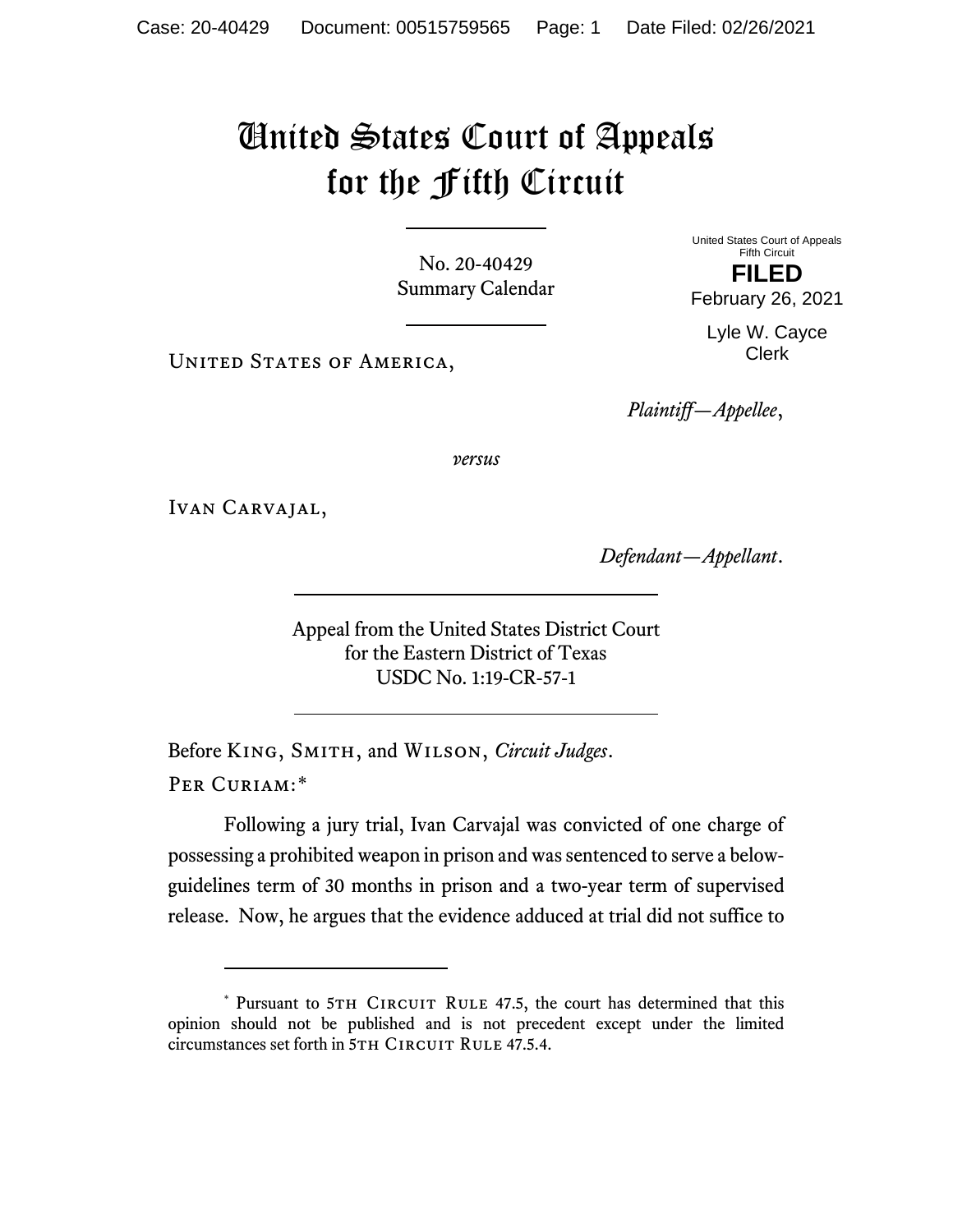# United States Court of Appeals for the Fifth Circuit

No. 20-40429
Summary Calendar

United States Court of Appeals
Fifth Circuit

**FILED**

February 26, 2021

Lyle W. Cayce
Clerk

UNITED STATES OF AMERICA,

*Plaintiff—Appellee*,

*versus*

IVAN CARVAJAL,

*Defendant—Appellant*.

Appeal from the United States District Court
for the Eastern District of Texas
USDC No. 1:19-CR-57-1

Before KING, SMITH, and WILSON, *Circuit Judges*.

PER CURIAM:*

Following a jury trial, Ivan Carvajal was convicted of one charge of possessing a prohibited weapon in prison and was sentenced to serve a below-guidelines term of 30 months in prison and a two-year term of supervised release. Now, he argues that the evidence adduced at trial did not suffice to

---

* Pursuant to 5TH CIRCUIT RULE 47.5, the court has determined that this opinion should not be published and is not precedent except under the limited circumstances set forth in 5TH CIRCUIT RULE 47.5.4.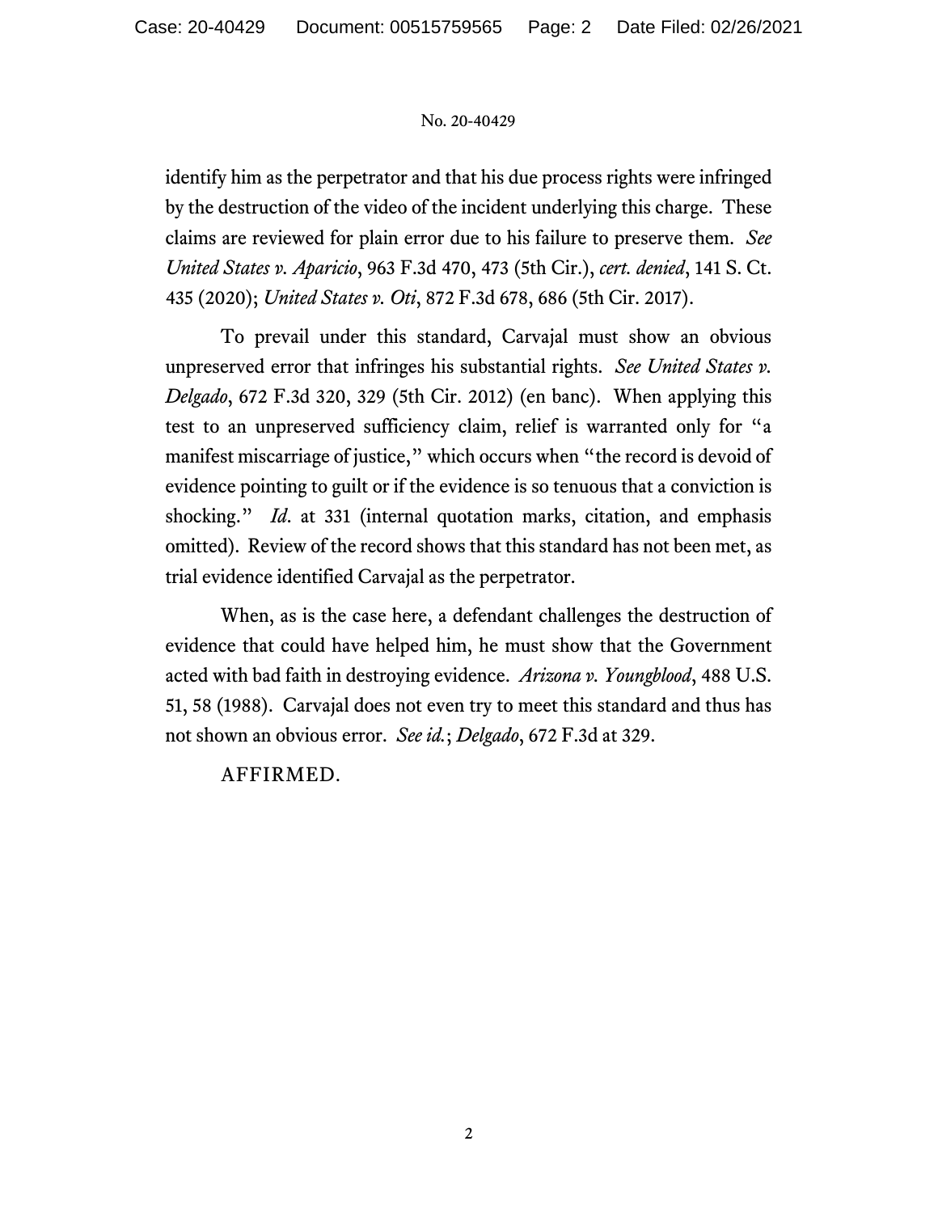identify him as the perpetrator and that his due process rights were infringed by the destruction of the video of the incident underlying this charge. These claims are reviewed for plain error due to his failure to preserve them. *See United States v. Aparicio*, 963 F.3d 470, 473 (5th Cir.), *cert. denied*, 141 S. Ct. 435 (2020); *United States v. Oti*, 872 F.3d 678, 686 (5th Cir. 2017).

To prevail under this standard, Carvajal must show an obvious unpreserved error that infringes his substantial rights. *See United States v. Delgado*, 672 F.3d 320, 329 (5th Cir. 2012) (en banc). When applying this test to an unpreserved sufficiency claim, relief is warranted only for "a manifest miscarriage of justice," which occurs when "the record is devoid of evidence pointing to guilt or if the evidence is so tenuous that a conviction is shocking." *Id*. at 331 (internal quotation marks, citation, and emphasis omitted). Review of the record shows that this standard has not been met, as trial evidence identified Carvajal as the perpetrator.

When, as is the case here, a defendant challenges the destruction of evidence that could have helped him, he must show that the Government acted with bad faith in destroying evidence. *Arizona v. Youngblood*, 488 U.S. 51, 58 (1988). Carvajal does not even try to meet this standard and thus has not shown an obvious error. *See id.*; *Delgado*, 672 F.3d at 329.

AFFIRMED.